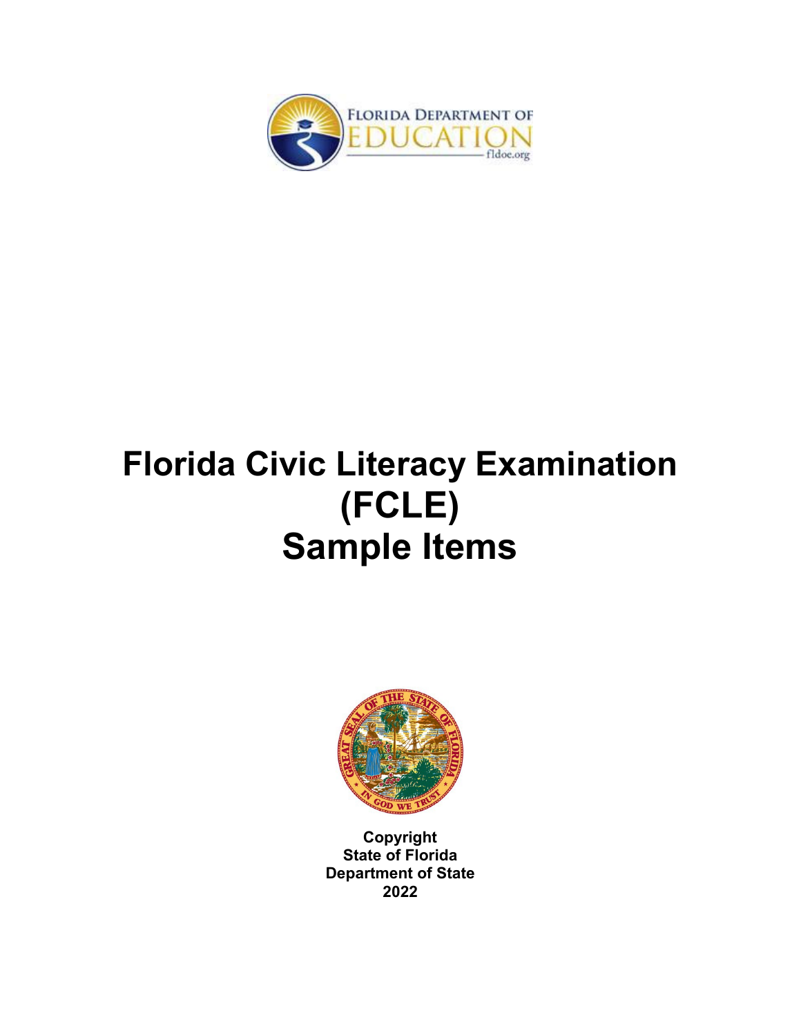FLORIDA DEPARTMENT OF EDUCATION
fldoe.org

# Florida Civic Literacy Examination (FCLE) Sample Items

Copyright
State of Florida
Department of State
2022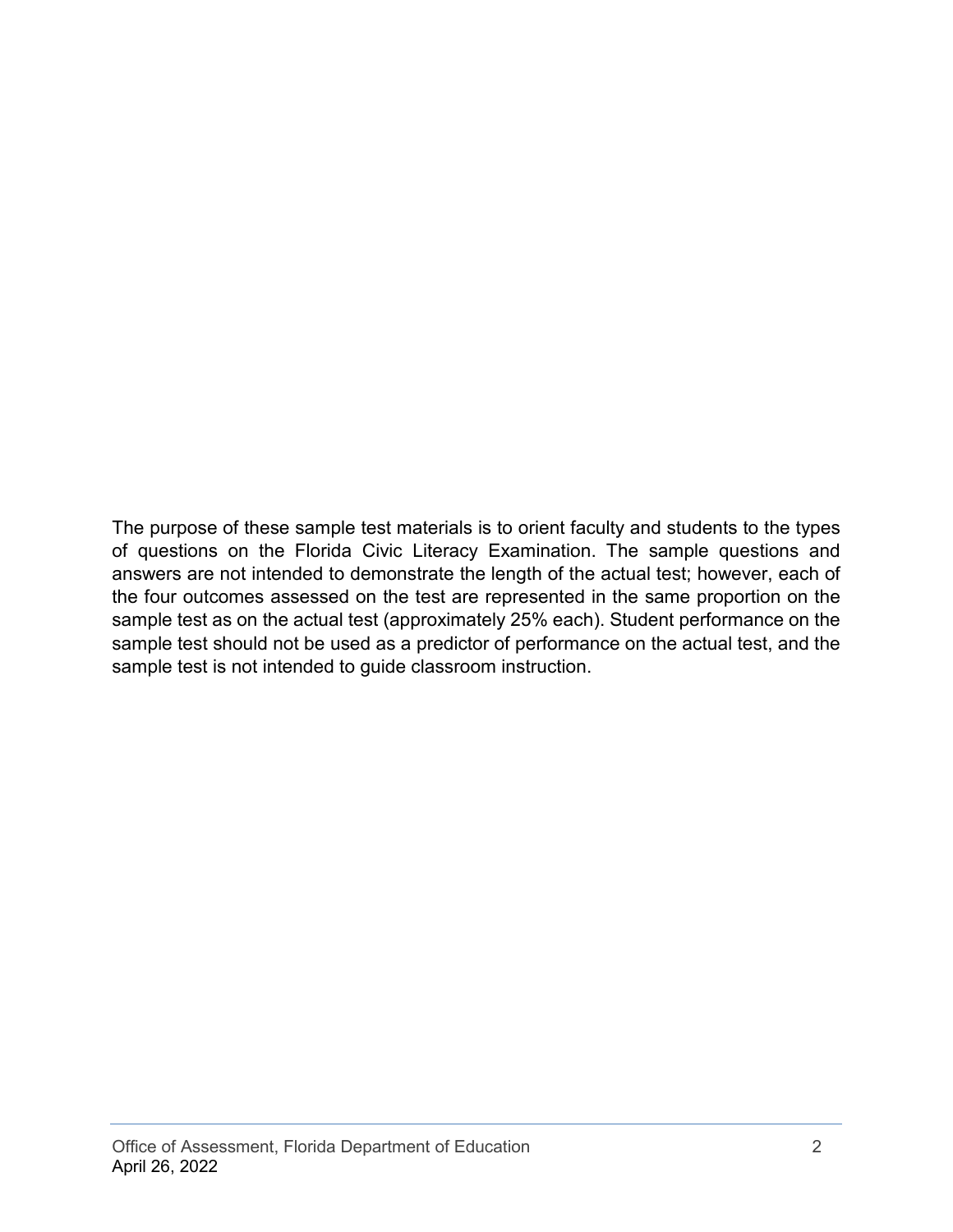The purpose of these sample test materials is to orient faculty and students to the types of questions on the Florida Civic Literacy Examination. The sample questions and answers are not intended to demonstrate the length of the actual test; however, each of the four outcomes assessed on the test are represented in the same proportion on the sample test as on the actual test (approximately 25% each). Student performance on the sample test should not be used as a predictor of performance on the actual test, and the sample test is not intended to guide classroom instruction.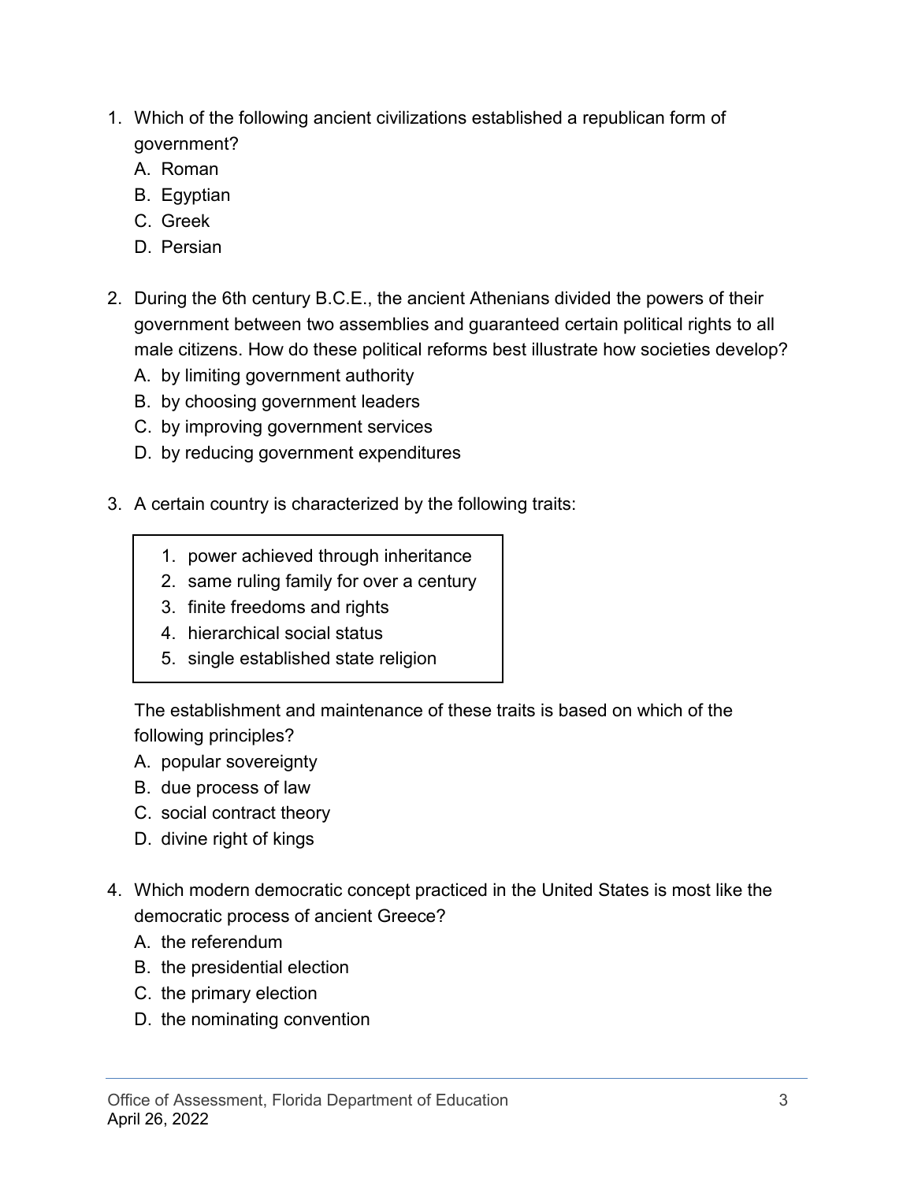1. Which of the following ancient civilizations established a republican form of government?
   A. Roman
   B. Egyptian
   C. Greek
   D. Persian

2. During the 6th century B.C.E., the ancient Athenians divided the powers of their government between two assemblies and guaranteed certain political rights to all male citizens. How do these political reforms best illustrate how societies develop?
   A. by limiting government authority
   B. by choosing government leaders
   C. by improving government services
   D. by reducing government expenditures

3. A certain country is characterized by the following traits:

   > 1. power achieved through inheritance
   > 2. same ruling family for over a century
   > 3. finite freedoms and rights
   > 4. hierarchical social status
   > 5. single established state religion

   The establishment and maintenance of these traits is based on which of the following principles?
   A. popular sovereignty
   B. due process of law
   C. social contract theory
   D. divine right of kings

4. Which modern democratic concept practiced in the United States is most like the democratic process of ancient Greece?
   A. the referendum
   B. the presidential election
   C. the primary election
   D. the nominating convention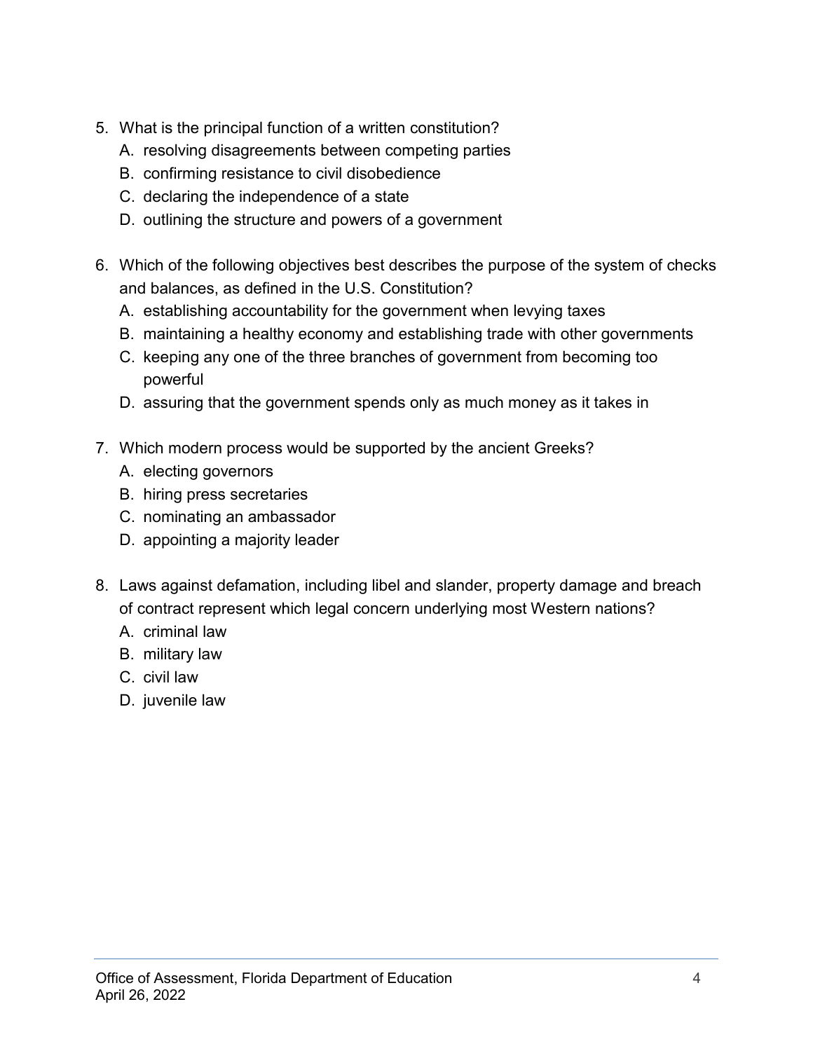5. What is the principal function of a written constitution?
   A. resolving disagreements between competing parties
   B. confirming resistance to civil disobedience
   C. declaring the independence of a state
   D. outlining the structure and powers of a government

6. Which of the following objectives best describes the purpose of the system of checks and balances, as defined in the U.S. Constitution?
   A. establishing accountability for the government when levying taxes
   B. maintaining a healthy economy and establishing trade with other governments
   C. keeping any one of the three branches of government from becoming too powerful
   D. assuring that the government spends only as much money as it takes in

7. Which modern process would be supported by the ancient Greeks?
   A. electing governors
   B. hiring press secretaries
   C. nominating an ambassador
   D. appointing a majority leader

8. Laws against defamation, including libel and slander, property damage and breach of contract represent which legal concern underlying most Western nations?
   A. criminal law
   B. military law
   C. civil law
   D. juvenile law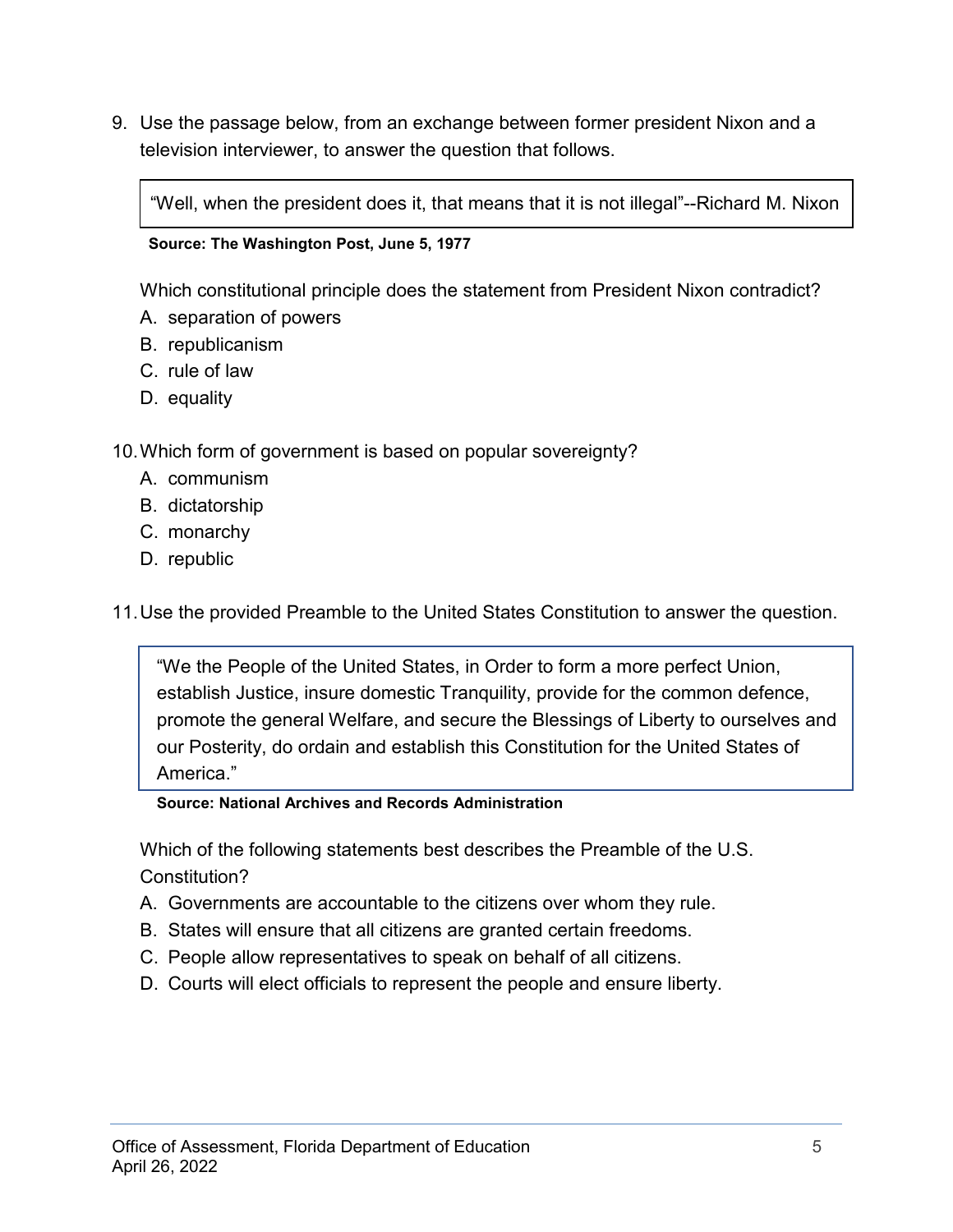9. Use the passage below, from an exchange between former president Nixon and a television interviewer, to answer the question that follows.

> "Well, when the president does it, that means that it is not illegal"--Richard M. Nixon

**Source: The Washington Post, June 5, 1977**

Which constitutional principle does the statement from President Nixon contradict?

A. separation of powers
B. republicanism
C. rule of law
D. equality

10. Which form of government is based on popular sovereignty?

A. communism
B. dictatorship
C. monarchy
D. republic

11. Use the provided Preamble to the United States Constitution to answer the question.

> "We the People of the United States, in Order to form a more perfect Union, establish Justice, insure domestic Tranquility, provide for the common defence, promote the general Welfare, and secure the Blessings of Liberty to ourselves and our Posterity, do ordain and establish this Constitution for the United States of America."

**Source: National Archives and Records Administration**

Which of the following statements best describes the Preamble of the U.S. Constitution?

A. Governments are accountable to the citizens over whom they rule.
B. States will ensure that all citizens are granted certain freedoms.
C. People allow representatives to speak on behalf of all citizens.
D. Courts will elect officials to represent the people and ensure liberty.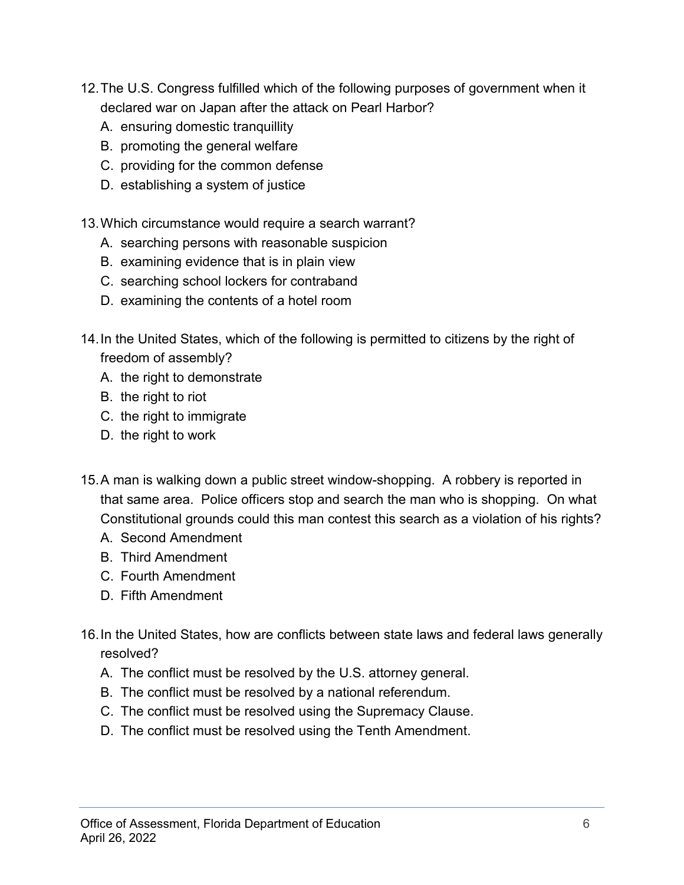12. The U.S. Congress fulfilled which of the following purposes of government when it declared war on Japan after the attack on Pearl Harbor?
    A. ensuring domestic tranquillity
    B. promoting the general welfare
    C. providing for the common defense
    D. establishing a system of justice

13. Which circumstance would require a search warrant?
    A. searching persons with reasonable suspicion
    B. examining evidence that is in plain view
    C. searching school lockers for contraband
    D. examining the contents of a hotel room

14. In the United States, which of the following is permitted to citizens by the right of freedom of assembly?
    A. the right to demonstrate
    B. the right to riot
    C. the right to immigrate
    D. the right to work

15. A man is walking down a public street window-shopping. A robbery is reported in that same area. Police officers stop and search the man who is shopping. On what Constitutional grounds could this man contest this search as a violation of his rights?
    A. Second Amendment
    B. Third Amendment
    C. Fourth Amendment
    D. Fifth Amendment

16. In the United States, how are conflicts between state laws and federal laws generally resolved?
    A. The conflict must be resolved by the U.S. attorney general.
    B. The conflict must be resolved by a national referendum.
    C. The conflict must be resolved using the Supremacy Clause.
    D. The conflict must be resolved using the Tenth Amendment.

Office of Assessment, Florida Department of Education
April 26, 2022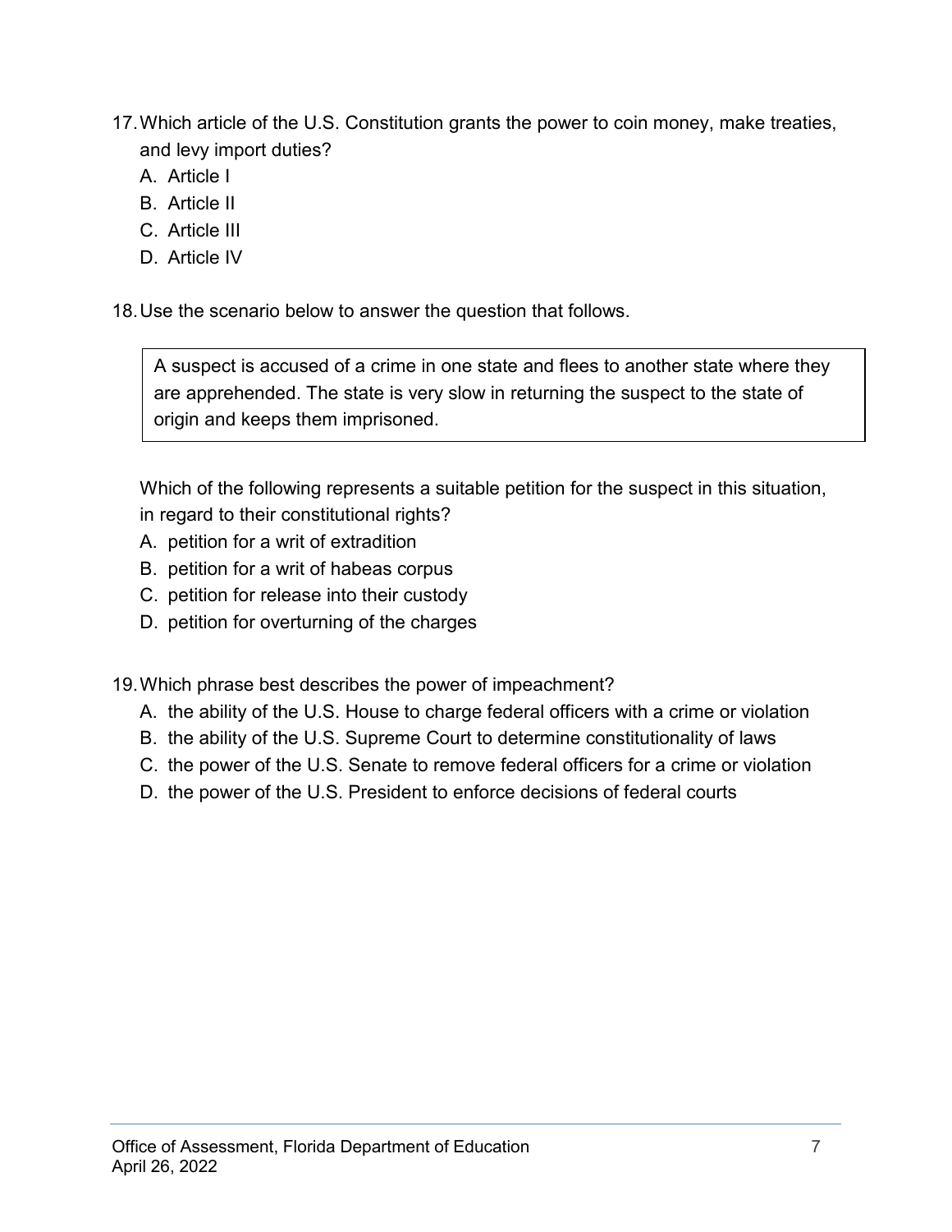17. Which article of the U.S. Constitution grants the power to coin money, make treaties, and levy import duties?
    A. Article I
    B. Article II
    C. Article III
    D. Article IV

18. Use the scenario below to answer the question that follows.

> A suspect is accused of a crime in one state and flees to another state where they are apprehended. The state is very slow in returning the suspect to the state of origin and keeps them imprisoned.

Which of the following represents a suitable petition for the suspect in this situation, in regard to their constitutional rights?

A. petition for a writ of extradition
B. petition for a writ of habeas corpus
C. petition for release into their custody
D. petition for overturning of the charges

19. Which phrase best describes the power of impeachment?
    A. the ability of the U.S. House to charge federal officers with a crime or violation
    B. the ability of the U.S. Supreme Court to determine constitutionality of laws
    C. the power of the U.S. Senate to remove federal officers for a crime or violation
    D. the power of the U.S. President to enforce decisions of federal courts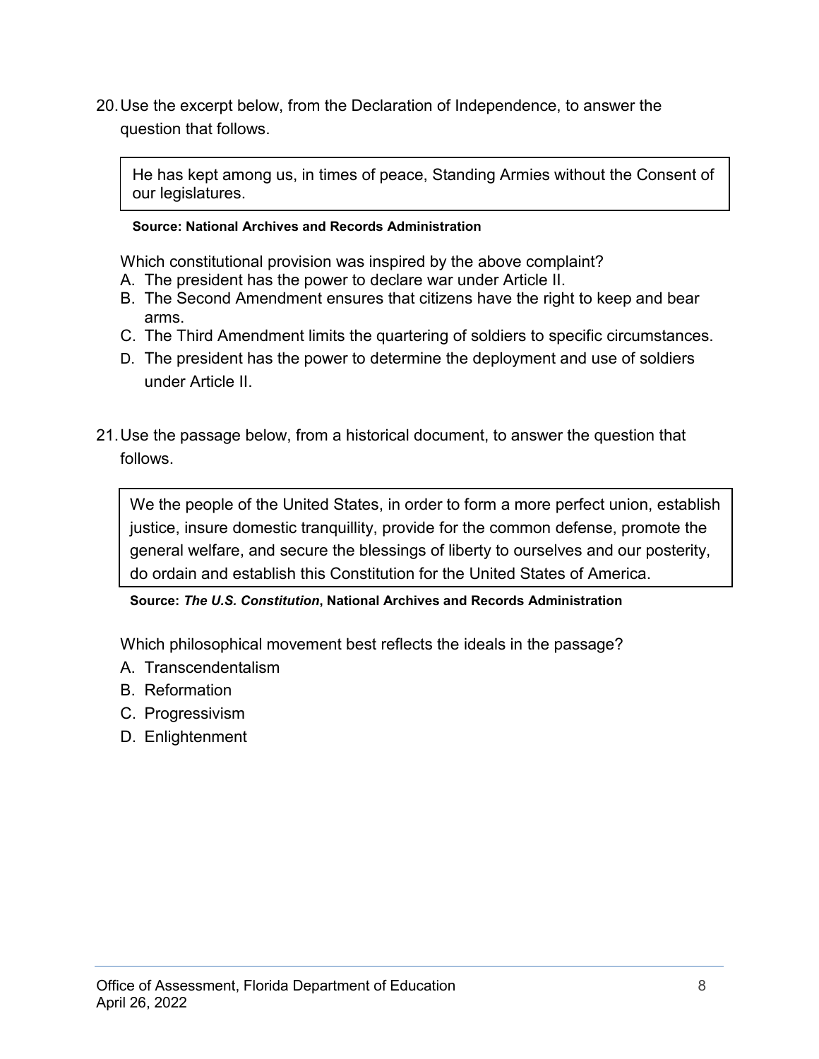20. Use the excerpt below, from the Declaration of Independence, to answer the question that follows.

> He has kept among us, in times of peace, Standing Armies without the Consent of our legislatures.

**Source: National Archives and Records Administration**

Which constitutional provision was inspired by the above complaint?

A. The president has the power to declare war under Article II.
B. The Second Amendment ensures that citizens have the right to keep and bear arms.
C. The Third Amendment limits the quartering of soldiers to specific circumstances.
D. The president has the power to determine the deployment and use of soldiers under Article II.

21. Use the passage below, from a historical document, to answer the question that follows.

> We the people of the United States, in order to form a more perfect union, establish justice, insure domestic tranquillity, provide for the common defense, promote the general welfare, and secure the blessings of liberty to ourselves and our posterity, do ordain and establish this Constitution for the United States of America.

**Source: *The U.S. Constitution*, National Archives and Records Administration**

Which philosophical movement best reflects the ideals in the passage?

A. Transcendentalism
B. Reformation
C. Progressivism
D. Enlightenment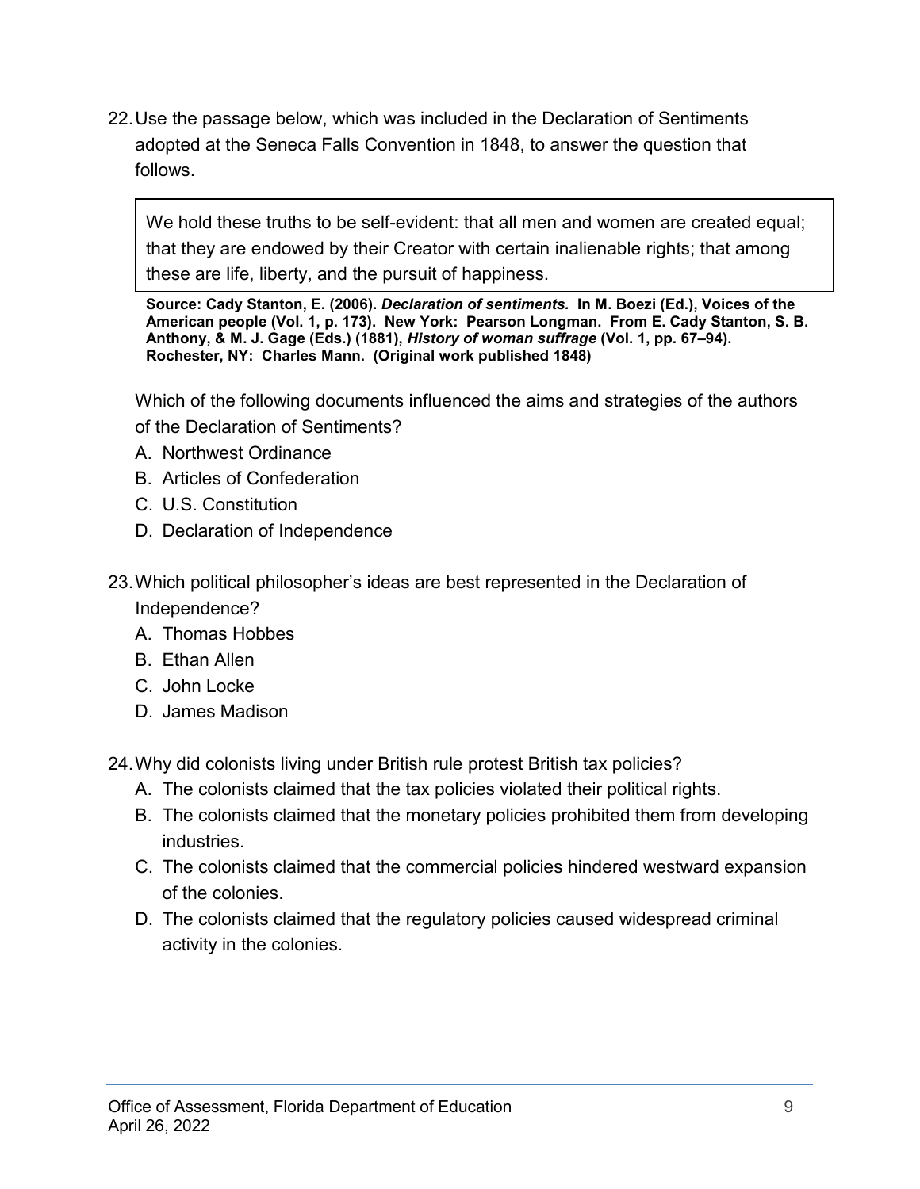22. Use the passage below, which was included in the Declaration of Sentiments adopted at the Seneca Falls Convention in 1848, to answer the question that follows.

> We hold these truths to be self-evident: that all men and women are created equal; that they are endowed by their Creator with certain inalienable rights; that among these are life, liberty, and the pursuit of happiness.

**Source: Cady Stanton, E. (2006).** ***Declaration of sentiments.*** **In M. Boezi (Ed.), Voices of the American people (Vol. 1, p. 173). New York: Pearson Longman. From E. Cady Stanton, S. B. Anthony, & M. J. Gage (Eds.) (1881),** ***History of woman suffrage*** **(Vol. 1, pp. 67–94). Rochester, NY: Charles Mann. (Original work published 1848)**

Which of the following documents influenced the aims and strategies of the authors of the Declaration of Sentiments?

A. Northwest Ordinance
B. Articles of Confederation
C. U.S. Constitution
D. Declaration of Independence

23. Which political philosopher's ideas are best represented in the Declaration of Independence?

A. Thomas Hobbes
B. Ethan Allen
C. John Locke
D. James Madison

24. Why did colonists living under British rule protest British tax policies?

A. The colonists claimed that the tax policies violated their political rights.
B. The colonists claimed that the monetary policies prohibited them from developing industries.
C. The colonists claimed that the commercial policies hindered westward expansion of the colonies.
D. The colonists claimed that the regulatory policies caused widespread criminal activity in the colonies.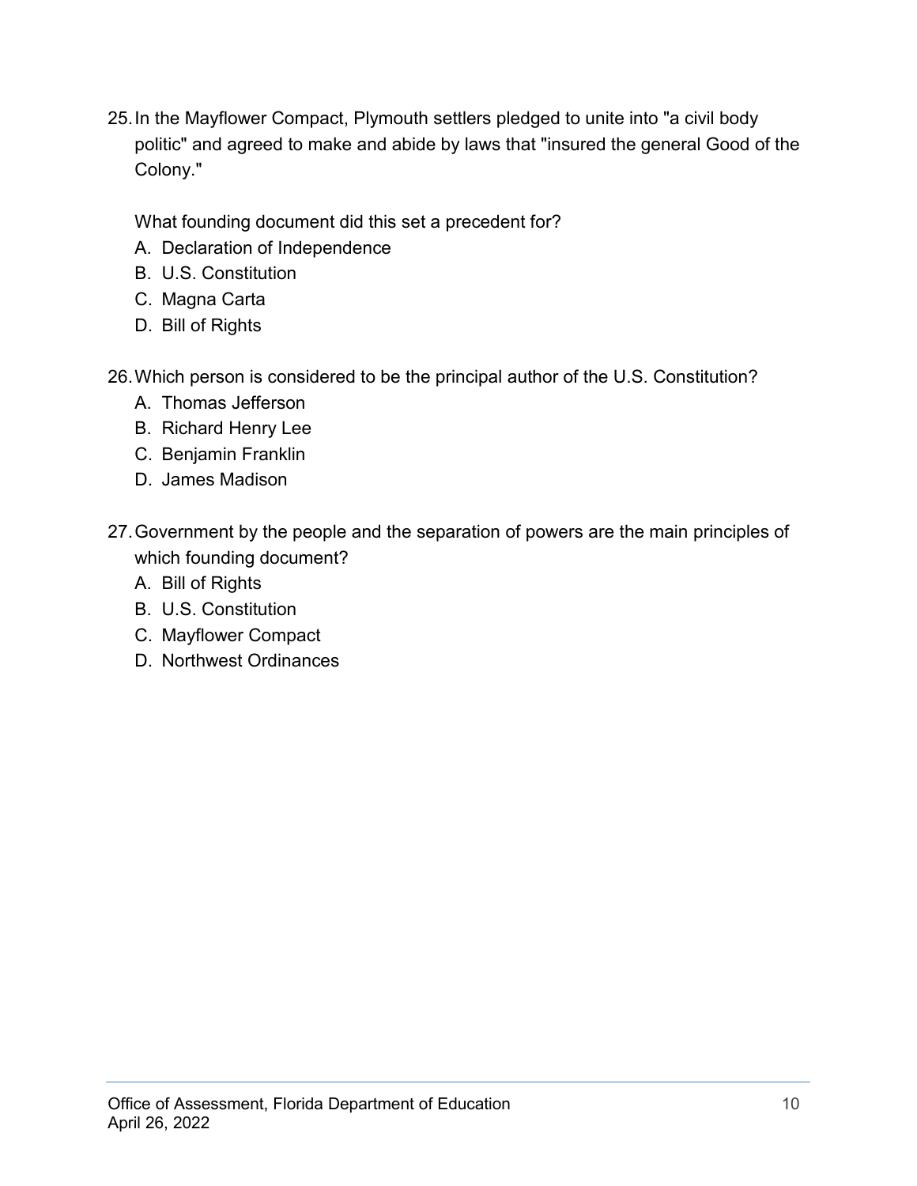25. In the Mayflower Compact, Plymouth settlers pledged to unite into "a civil body politic" and agreed to make and abide by laws that "insured the general Good of the Colony."

    What founding document did this set a precedent for?
    A. Declaration of Independence
    B. U.S. Constitution
    C. Magna Carta
    D. Bill of Rights

26. Which person is considered to be the principal author of the U.S. Constitution?
    A. Thomas Jefferson
    B. Richard Henry Lee
    C. Benjamin Franklin
    D. James Madison

27. Government by the people and the separation of powers are the main principles of which founding document?
    A. Bill of Rights
    B. U.S. Constitution
    C. Mayflower Compact
    D. Northwest Ordinances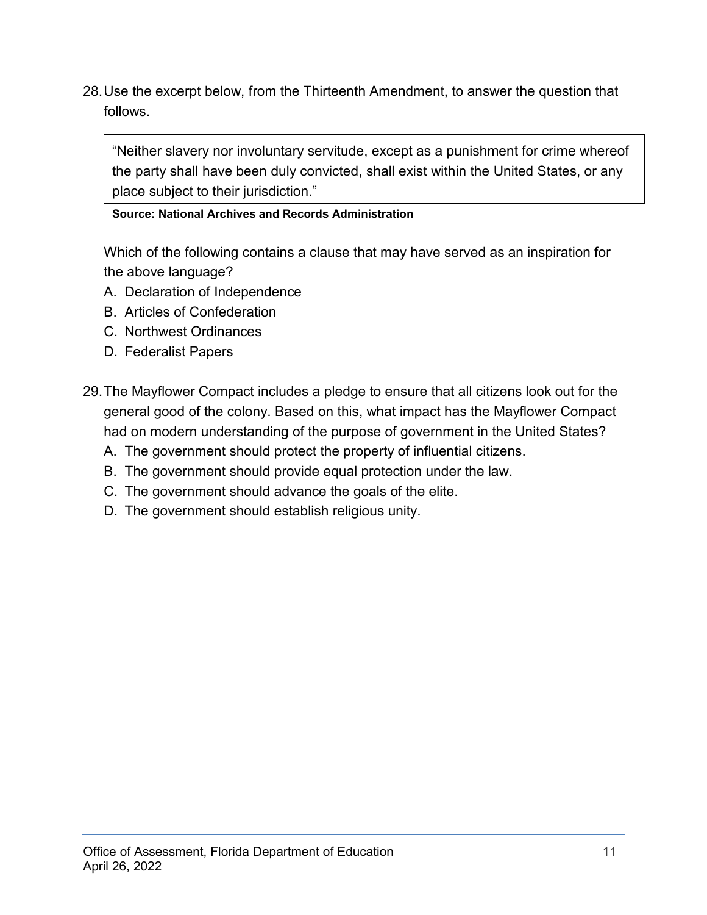28. Use the excerpt below, from the Thirteenth Amendment, to answer the question that follows.

> "Neither slavery nor involuntary servitude, except as a punishment for crime whereof the party shall have been duly convicted, shall exist within the United States, or any place subject to their jurisdiction."

**Source: National Archives and Records Administration**

Which of the following contains a clause that may have served as an inspiration for the above language?

A. Declaration of Independence
B. Articles of Confederation
C. Northwest Ordinances
D. Federalist Papers

29. The Mayflower Compact includes a pledge to ensure that all citizens look out for the general good of the colony. Based on this, what impact has the Mayflower Compact had on modern understanding of the purpose of government in the United States?

A. The government should protect the property of influential citizens.
B. The government should provide equal protection under the law.
C. The government should advance the goals of the elite.
D. The government should establish religious unity.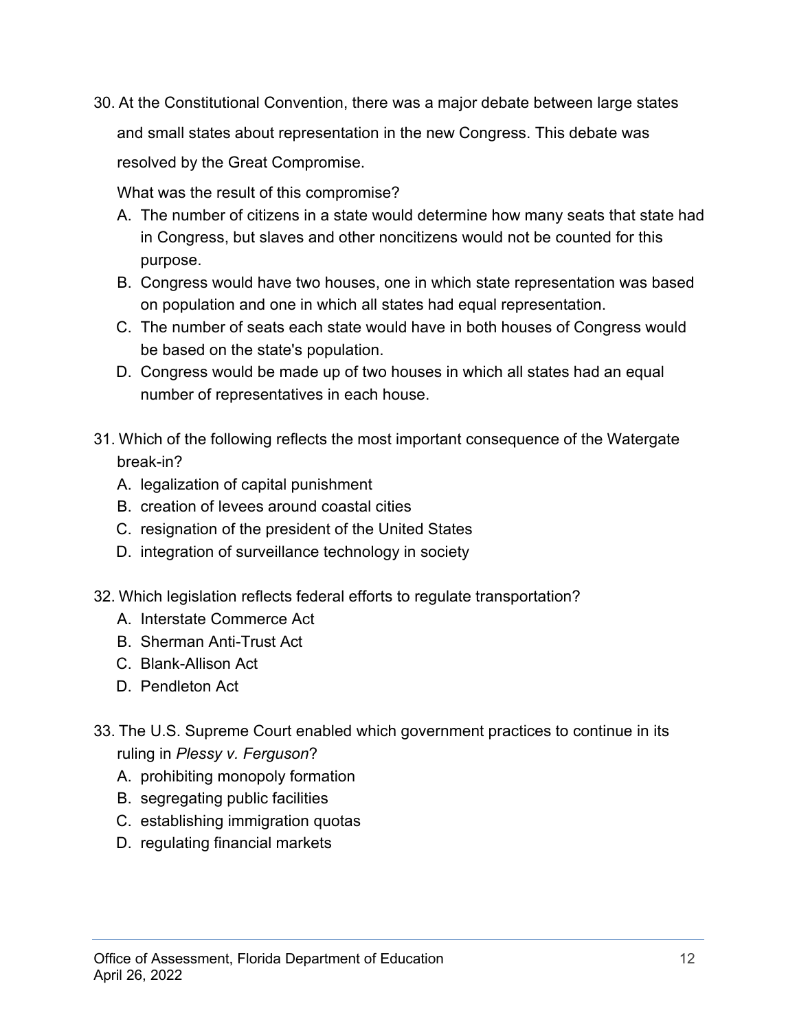30. At the Constitutional Convention, there was a major debate between large states and small states about representation in the new Congress. This debate was resolved by the Great Compromise.

    What was the result of this compromise?

    A. The number of citizens in a state would determine how many seats that state had in Congress, but slaves and other noncitizens would not be counted for this purpose.
    B. Congress would have two houses, one in which state representation was based on population and one in which all states had equal representation.
    C. The number of seats each state would have in both houses of Congress would be based on the state's population.
    D. Congress would be made up of two houses in which all states had an equal number of representatives in each house.

31. Which of the following reflects the most important consequence of the Watergate break-in?

    A. legalization of capital punishment
    B. creation of levees around coastal cities
    C. resignation of the president of the United States
    D. integration of surveillance technology in society

32. Which legislation reflects federal efforts to regulate transportation?

    A. Interstate Commerce Act
    B. Sherman Anti-Trust Act
    C. Blank-Allison Act
    D. Pendleton Act

33. The U.S. Supreme Court enabled which government practices to continue in its ruling in *Plessy v. Ferguson*?

    A. prohibiting monopoly formation
    B. segregating public facilities
    C. establishing immigration quotas
    D. regulating financial markets

Office of Assessment, Florida Department of Education
April 26, 2022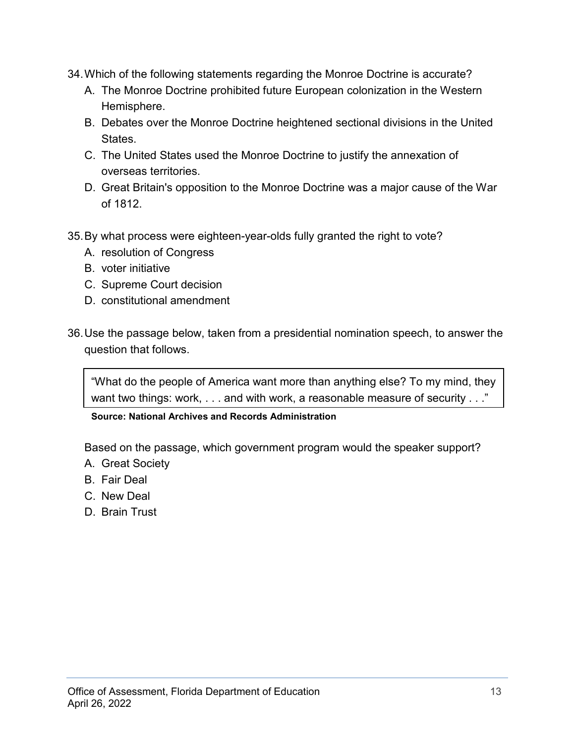34. Which of the following statements regarding the Monroe Doctrine is accurate?
    A. The Monroe Doctrine prohibited future European colonization in the Western Hemisphere.
    B. Debates over the Monroe Doctrine heightened sectional divisions in the United States.
    C. The United States used the Monroe Doctrine to justify the annexation of overseas territories.
    D. Great Britain's opposition to the Monroe Doctrine was a major cause of the War of 1812.

35. By what process were eighteen-year-olds fully granted the right to vote?
    A. resolution of Congress
    B. voter initiative
    C. Supreme Court decision
    D. constitutional amendment

36. Use the passage below, taken from a presidential nomination speech, to answer the question that follows.

> "What do the people of America want more than anything else? To my mind, they want two things: work, . . . and with work, a reasonable measure of security . . ."

**Source: National Archives and Records Administration**

Based on the passage, which government program would the speaker support?

A. Great Society
B. Fair Deal
C. New Deal
D. Brain Trust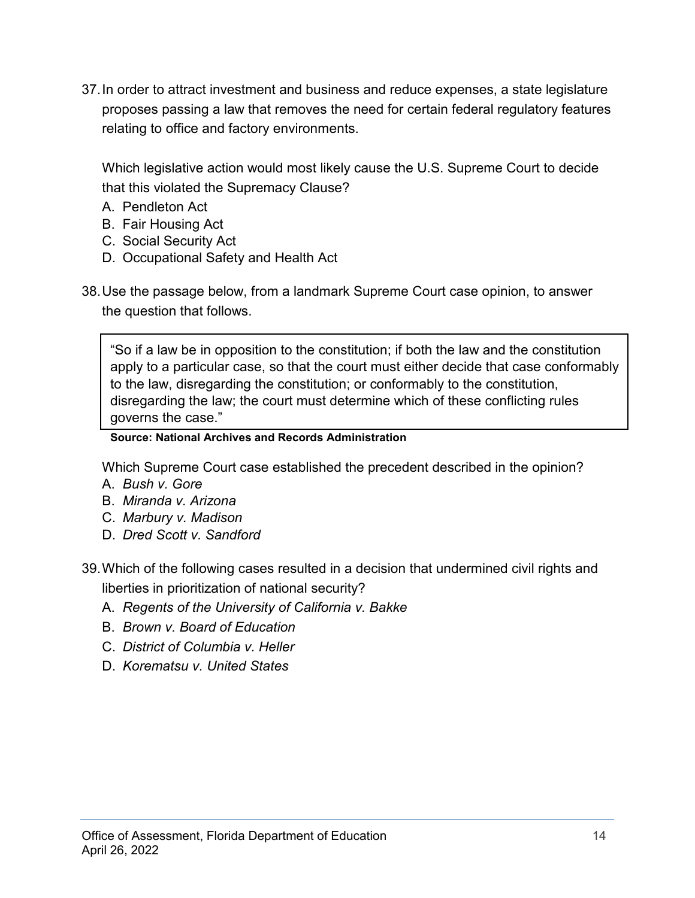37. In order to attract investment and business and reduce expenses, a state legislature proposes passing a law that removes the need for certain federal regulatory features relating to office and factory environments.

    Which legislative action would most likely cause the U.S. Supreme Court to decide that this violated the Supremacy Clause?

    A. Pendleton Act
    B. Fair Housing Act
    C. Social Security Act
    D. Occupational Safety and Health Act

38. Use the passage below, from a landmark Supreme Court case opinion, to answer the question that follows.

    > "So if a law be in opposition to the constitution; if both the law and the constitution apply to a particular case, so that the court must either decide that case conformably to the law, disregarding the constitution; or conformably to the constitution, disregarding the law; the court must determine which of these conflicting rules governs the case."

    **Source: National Archives and Records Administration**

    Which Supreme Court case established the precedent described in the opinion?

    A. *Bush v. Gore*
    B. *Miranda v. Arizona*
    C. *Marbury v. Madison*
    D. *Dred Scott v. Sandford*

39. Which of the following cases resulted in a decision that undermined civil rights and liberties in prioritization of national security?

    A. *Regents of the University of California v. Bakke*
    B. *Brown v. Board of Education*
    C. *District of Columbia v. Heller*
    D. *Korematsu v. United States*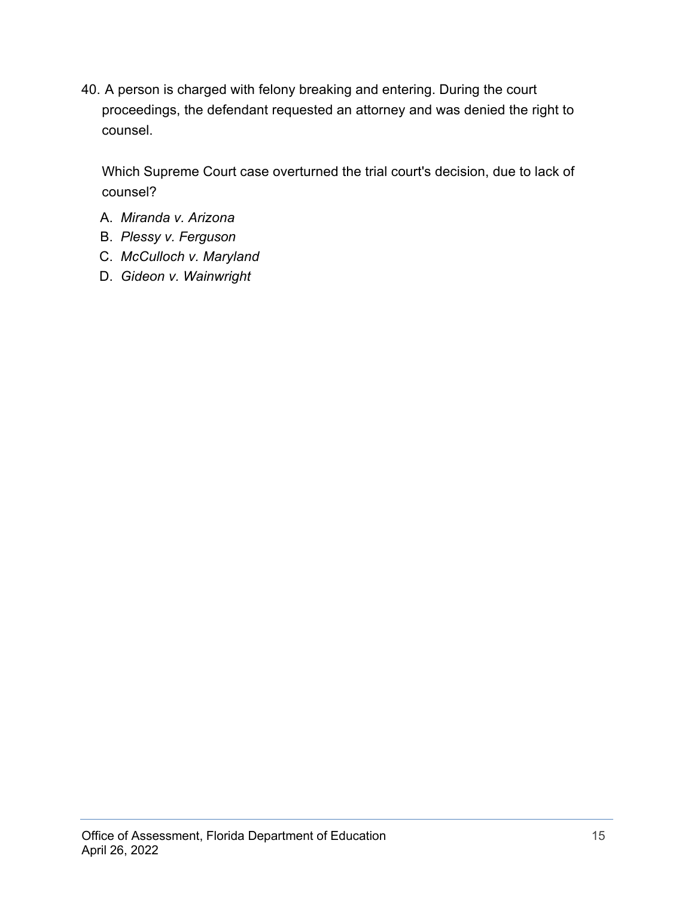40. A person is charged with felony breaking and entering. During the court proceedings, the defendant requested an attorney and was denied the right to counsel.

    Which Supreme Court case overturned the trial court's decision, due to lack of counsel?

    A. *Miranda v. Arizona*
    B. *Plessy v. Ferguson*
    C. *McCulloch v. Maryland*
    D. *Gideon v. Wainwright*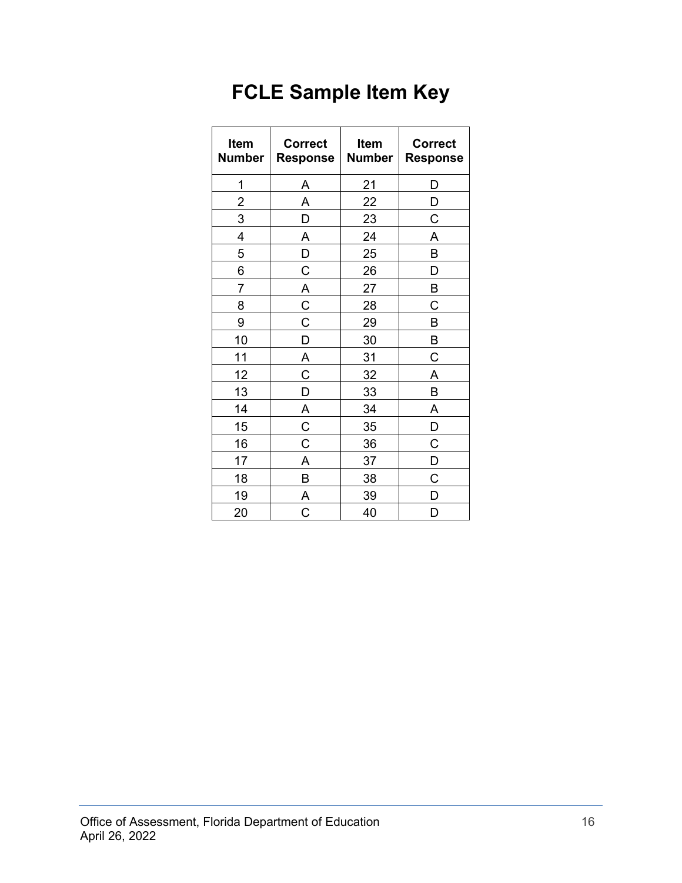# FCLE Sample Item Key

| Item Number | Correct Response | Item Number | Correct Response |
|---|---|---|---|
| 1 | A | 21 | D |
| 2 | A | 22 | D |
| 3 | D | 23 | C |
| 4 | A | 24 | A |
| 5 | D | 25 | B |
| 6 | C | 26 | D |
| 7 | A | 27 | B |
| 8 | C | 28 | C |
| 9 | C | 29 | B |
| 10 | D | 30 | B |
| 11 | A | 31 | C |
| 12 | C | 32 | A |
| 13 | D | 33 | B |
| 14 | A | 34 | A |
| 15 | C | 35 | D |
| 16 | C | 36 | C |
| 17 | A | 37 | D |
| 18 | B | 38 | C |
| 19 | A | 39 | D |
| 20 | C | 40 | D |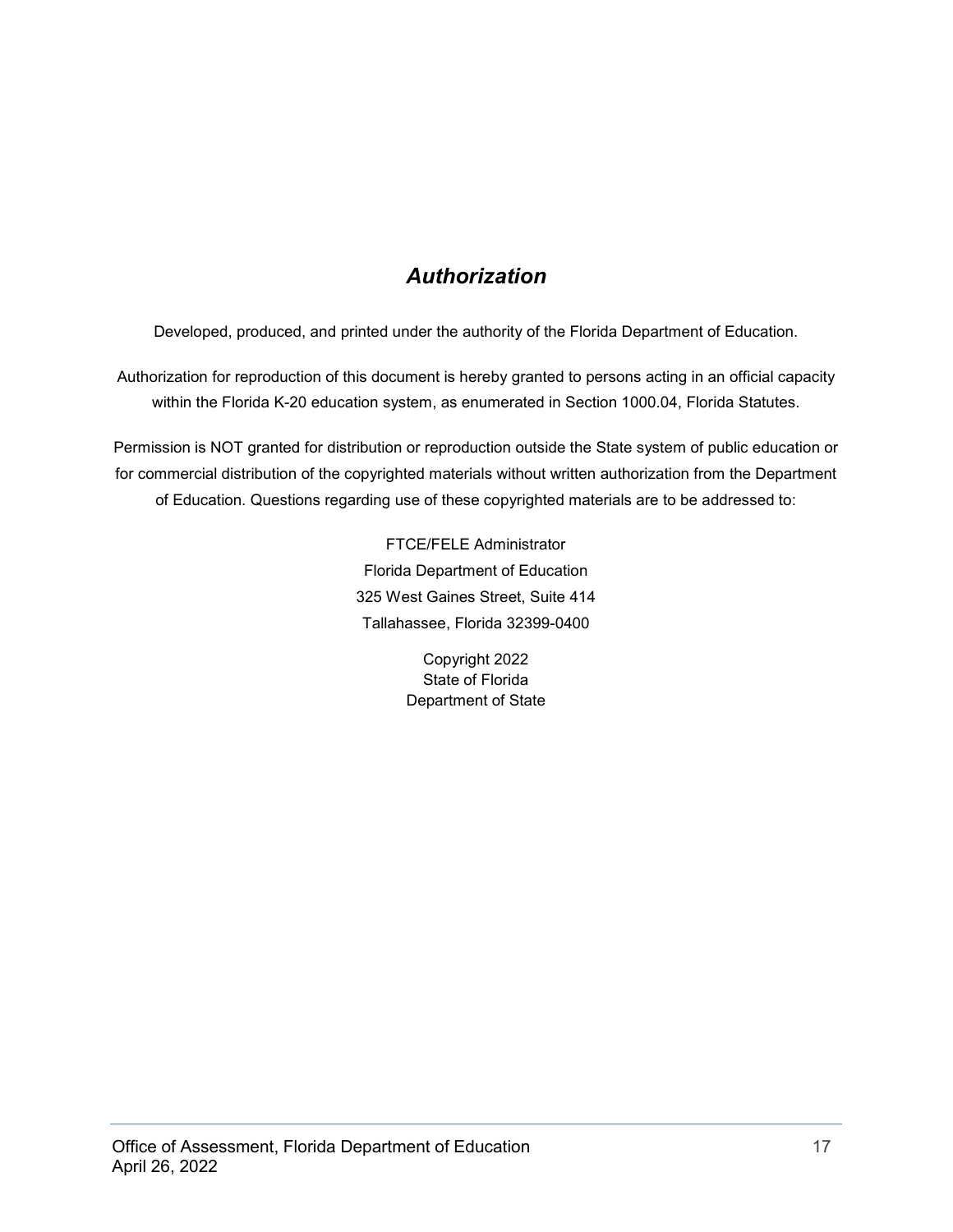## *Authorization*

Developed, produced, and printed under the authority of the Florida Department of Education.

Authorization for reproduction of this document is hereby granted to persons acting in an official capacity within the Florida K-20 education system, as enumerated in Section 1000.04, Florida Statutes.

Permission is NOT granted for distribution or reproduction outside the State system of public education or for commercial distribution of the copyrighted materials without written authorization from the Department of Education. Questions regarding use of these copyrighted materials are to be addressed to:

FTCE/FELE Administrator
Florida Department of Education
325 West Gaines Street, Suite 414
Tallahassee, Florida 32399-0400

Copyright 2022
State of Florida
Department of State